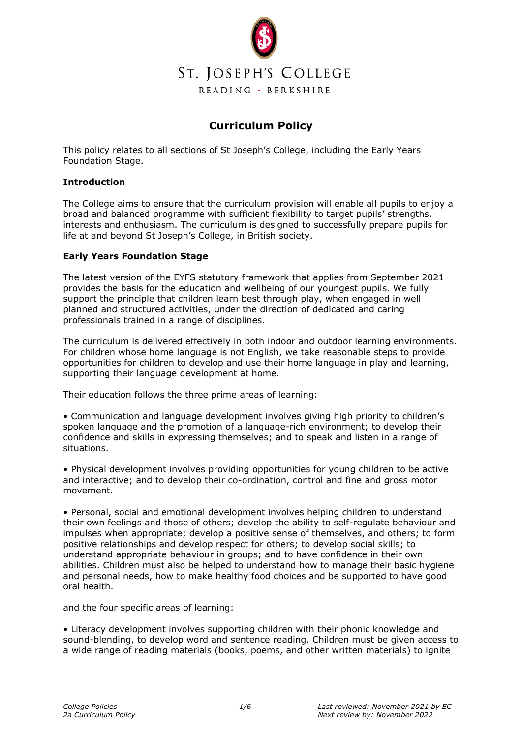# St. Joseph's College

READING · BERKSHIRE

## Curriculum Policy

This policy relates to all sections of St Joseph's College, including the Early Years Foundation Stage.

### Introduction

The College aims to ensure that the curriculum provision will enable all pupils to enjoy a broad and balanced programme with sufficient flexibility to target pupils' strengths, interests and enthusiasm. The curriculum is designed to successfully prepare pupils for life at and beyond St Joseph's College, in British society.

### Early Years Foundation Stage

The latest version of the EYFS statutory framework that applies from September 2021 provides the basis for the education and wellbeing of our youngest pupils. We fully support the principle that children learn best through play, when engaged in well planned and structured activities, under the direction of dedicated and caring professionals trained in a range of disciplines.

The curriculum is delivered effectively in both indoor and outdoor learning environments. For children whose home language is not English, we take reasonable steps to provide opportunities for children to develop and use their home language in play and learning, supporting their language development at home.

Their education follows the three prime areas of learning:

- Communication and language development involves giving high priority to children's spoken language and the promotion of a language-rich environment; to develop their confidence and skills in expressing themselves; and to speak and listen in a range of situations.

- Physical development involves providing opportunities for young children to be active and interactive; and to develop their co-ordination, control and fine and gross motor movement.

- Personal, social and emotional development involves helping children to understand their own feelings and those of others; develop the ability to self-regulate behaviour and impulses when appropriate; develop a positive sense of themselves, and others; to form positive relationships and develop respect for others; to develop social skills; to understand appropriate behaviour in groups; and to have confidence in their own abilities. Children must also be helped to understand how to manage their basic hygiene and personal needs, how to make healthy food choices and be supported to have good oral health.

and the four specific areas of learning:

- Literacy development involves supporting children with their phonic knowledge and sound-blending, to develop word and sentence reading. Children must be given access to a wide range of reading materials (books, poems, and other written materials) to ignite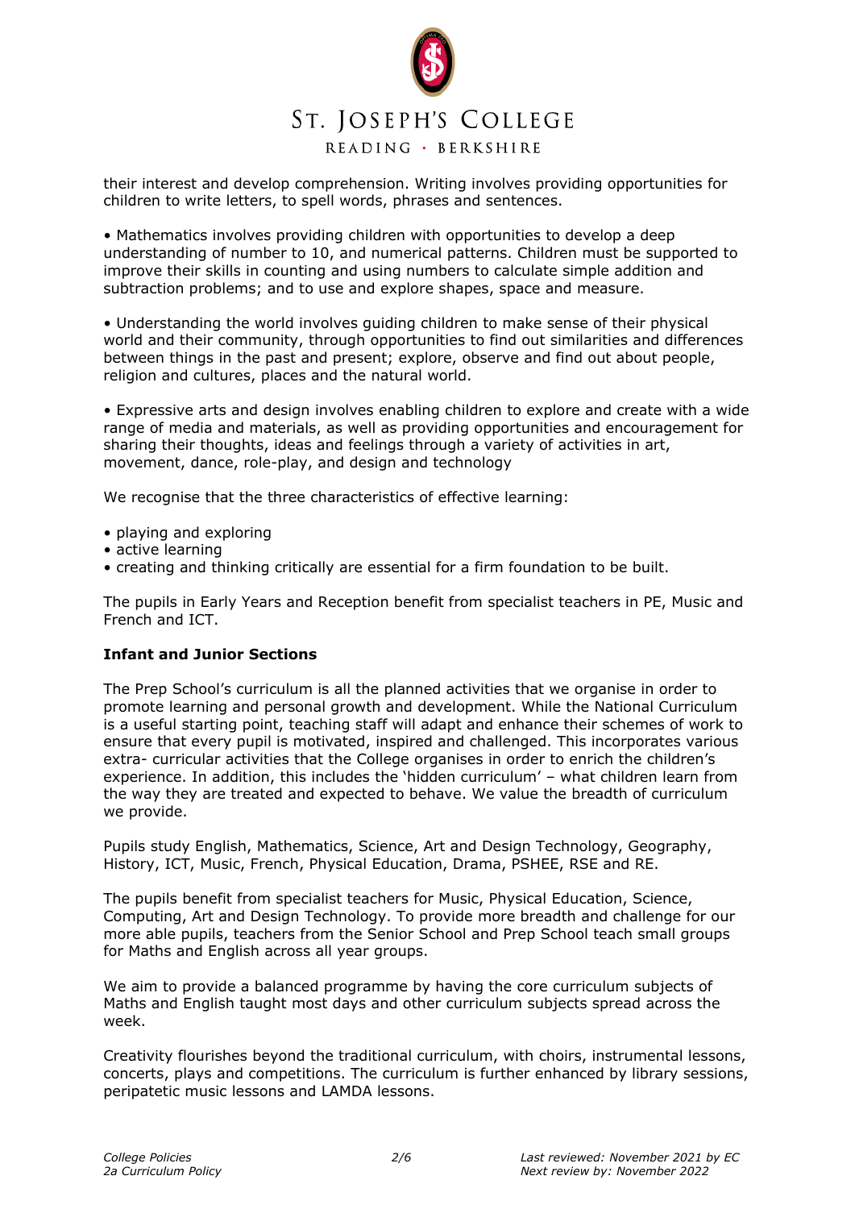their interest and develop comprehension. Writing involves providing opportunities for children to write letters, to spell words, phrases and sentences.

• Mathematics involves providing children with opportunities to develop a deep understanding of number to 10, and numerical patterns. Children must be supported to improve their skills in counting and using numbers to calculate simple addition and subtraction problems; and to use and explore shapes, space and measure.

• Understanding the world involves guiding children to make sense of their physical world and their community, through opportunities to find out similarities and differences between things in the past and present; explore, observe and find out about people, religion and cultures, places and the natural world.

• Expressive arts and design involves enabling children to explore and create with a wide range of media and materials, as well as providing opportunities and encouragement for sharing their thoughts, ideas and feelings through a variety of activities in art, movement, dance, role-play, and design and technology

We recognise that the three characteristics of effective learning:

- playing and exploring
- active learning
- creating and thinking critically are essential for a firm foundation to be built.

The pupils in Early Years and Reception benefit from specialist teachers in PE, Music and French and ICT.

**Infant and Junior Sections**

The Prep School's curriculum is all the planned activities that we organise in order to promote learning and personal growth and development. While the National Curriculum is a useful starting point, teaching staff will adapt and enhance their schemes of work to ensure that every pupil is motivated, inspired and challenged. This incorporates various extra- curricular activities that the College organises in order to enrich the children's experience. In addition, this includes the 'hidden curriculum' – what children learn from the way they are treated and expected to behave. We value the breadth of curriculum we provide.

Pupils study English, Mathematics, Science, Art and Design Technology, Geography, History, ICT, Music, French, Physical Education, Drama, PSHEE, RSE and RE.

The pupils benefit from specialist teachers for Music, Physical Education, Science, Computing, Art and Design Technology. To provide more breadth and challenge for our more able pupils, teachers from the Senior School and Prep School teach small groups for Maths and English across all year groups.

We aim to provide a balanced programme by having the core curriculum subjects of Maths and English taught most days and other curriculum subjects spread across the week.

Creativity flourishes beyond the traditional curriculum, with choirs, instrumental lessons, concerts, plays and competitions. The curriculum is further enhanced by library sessions, peripatetic music lessons and LAMDA lessons.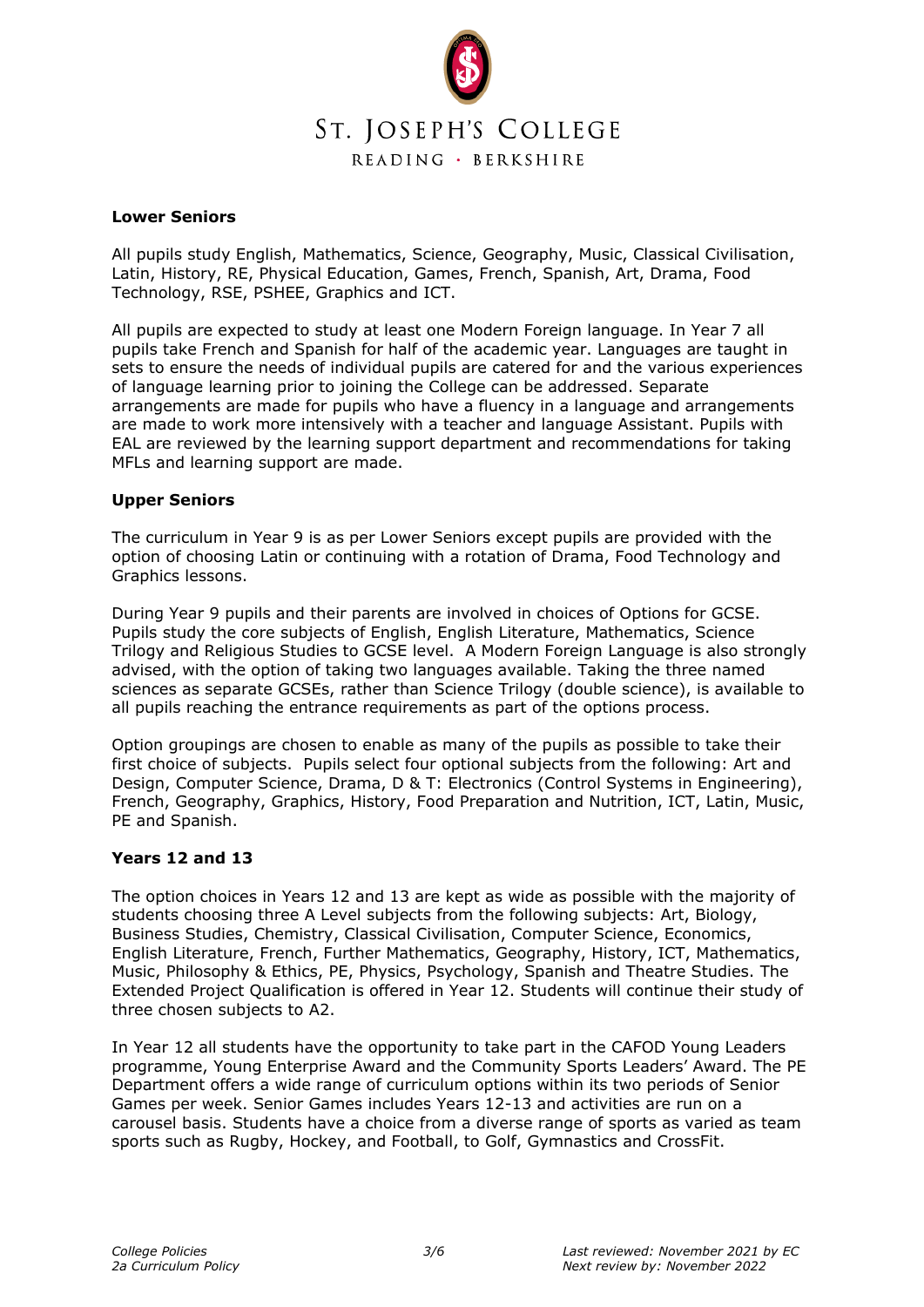### Lower Seniors

All pupils study English, Mathematics, Science, Geography, Music, Classical Civilisation, Latin, History, RE, Physical Education, Games, French, Spanish, Art, Drama, Food Technology, RSE, PSHEE, Graphics and ICT.

All pupils are expected to study at least one Modern Foreign language. In Year 7 all pupils take French and Spanish for half of the academic year. Languages are taught in sets to ensure the needs of individual pupils are catered for and the various experiences of language learning prior to joining the College can be addressed. Separate arrangements are made for pupils who have a fluency in a language and arrangements are made to work more intensively with a teacher and language Assistant. Pupils with EAL are reviewed by the learning support department and recommendations for taking MFLs and learning support are made.

### Upper Seniors

The curriculum in Year 9 is as per Lower Seniors except pupils are provided with the option of choosing Latin or continuing with a rotation of Drama, Food Technology and Graphics lessons.

During Year 9 pupils and their parents are involved in choices of Options for GCSE. Pupils study the core subjects of English, English Literature, Mathematics, Science Trilogy and Religious Studies to GCSE level. A Modern Foreign Language is also strongly advised, with the option of taking two languages available. Taking the three named sciences as separate GCSEs, rather than Science Trilogy (double science), is available to all pupils reaching the entrance requirements as part of the options process.

Option groupings are chosen to enable as many of the pupils as possible to take their first choice of subjects. Pupils select four optional subjects from the following: Art and Design, Computer Science, Drama, D & T: Electronics (Control Systems in Engineering), French, Geography, Graphics, History, Food Preparation and Nutrition, ICT, Latin, Music, PE and Spanish.

### Years 12 and 13

The option choices in Years 12 and 13 are kept as wide as possible with the majority of students choosing three A Level subjects from the following subjects: Art, Biology, Business Studies, Chemistry, Classical Civilisation, Computer Science, Economics, English Literature, French, Further Mathematics, Geography, History, ICT, Mathematics, Music, Philosophy & Ethics, PE, Physics, Psychology, Spanish and Theatre Studies. The Extended Project Qualification is offered in Year 12. Students will continue their study of three chosen subjects to A2.

In Year 12 all students have the opportunity to take part in the CAFOD Young Leaders programme, Young Enterprise Award and the Community Sports Leaders' Award. The PE Department offers a wide range of curriculum options within its two periods of Senior Games per week. Senior Games includes Years 12-13 and activities are run on a carousel basis. Students have a choice from a diverse range of sports as varied as team sports such as Rugby, Hockey, and Football, to Golf, Gymnastics and CrossFit.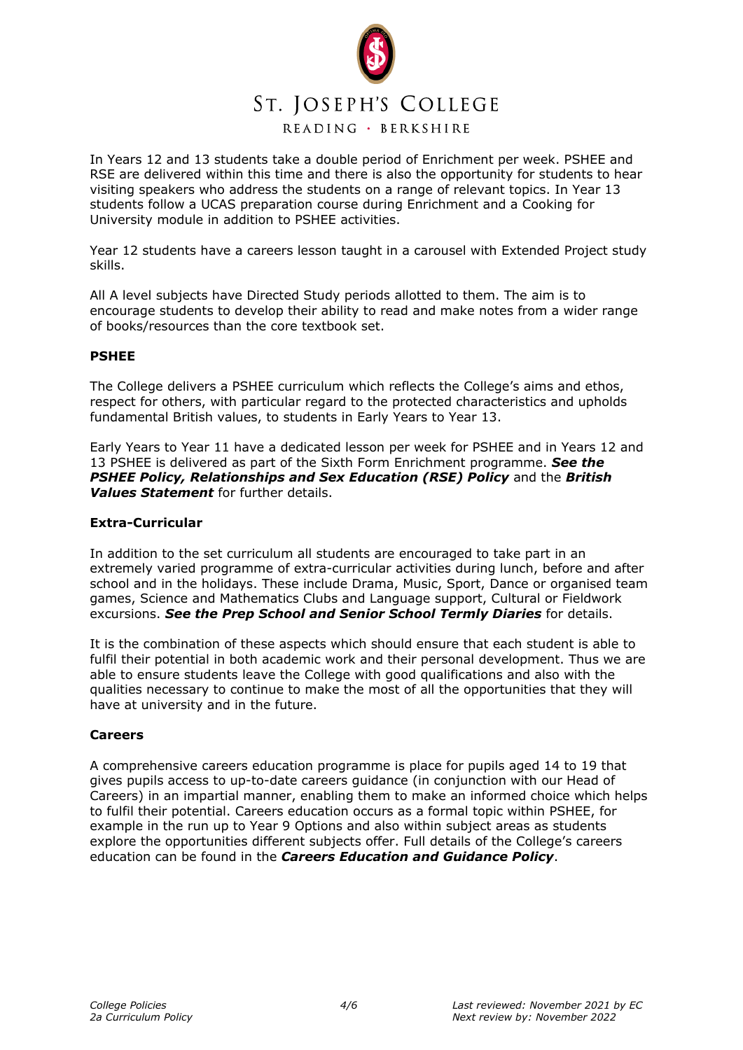In Years 12 and 13 students take a double period of Enrichment per week. PSHEE and RSE are delivered within this time and there is also the opportunity for students to hear visiting speakers who address the students on a range of relevant topics. In Year 13 students follow a UCAS preparation course during Enrichment and a Cooking for University module in addition to PSHEE activities.

Year 12 students have a careers lesson taught in a carousel with Extended Project study skills.

All A level subjects have Directed Study periods allotted to them. The aim is to encourage students to develop their ability to read and make notes from a wider range of books/resources than the core textbook set.

**PSHEE**

The College delivers a PSHEE curriculum which reflects the College's aims and ethos, respect for others, with particular regard to the protected characteristics and upholds fundamental British values, to students in Early Years to Year 13.

Early Years to Year 11 have a dedicated lesson per week for PSHEE and in Years 12 and 13 PSHEE is delivered as part of the Sixth Form Enrichment programme. ***See the PSHEE Policy, Relationships and Sex Education (RSE) Policy*** and the ***British Values Statement*** for further details.

**Extra-Curricular**

In addition to the set curriculum all students are encouraged to take part in an extremely varied programme of extra-curricular activities during lunch, before and after school and in the holidays. These include Drama, Music, Sport, Dance or organised team games, Science and Mathematics Clubs and Language support, Cultural or Fieldwork excursions. ***See the Prep School and Senior School Termly Diaries*** for details.

It is the combination of these aspects which should ensure that each student is able to fulfil their potential in both academic work and their personal development. Thus we are able to ensure students leave the College with good qualifications and also with the qualities necessary to continue to make the most of all the opportunities that they will have at university and in the future.

**Careers**

A comprehensive careers education programme is place for pupils aged 14 to 19 that gives pupils access to up-to-date careers guidance (in conjunction with our Head of Careers) in an impartial manner, enabling them to make an informed choice which helps to fulfil their potential. Careers education occurs as a formal topic within PSHEE, for example in the run up to Year 9 Options and also within subject areas as students explore the opportunities different subjects offer. Full details of the College's careers education can be found in the ***Careers Education and Guidance Policy***.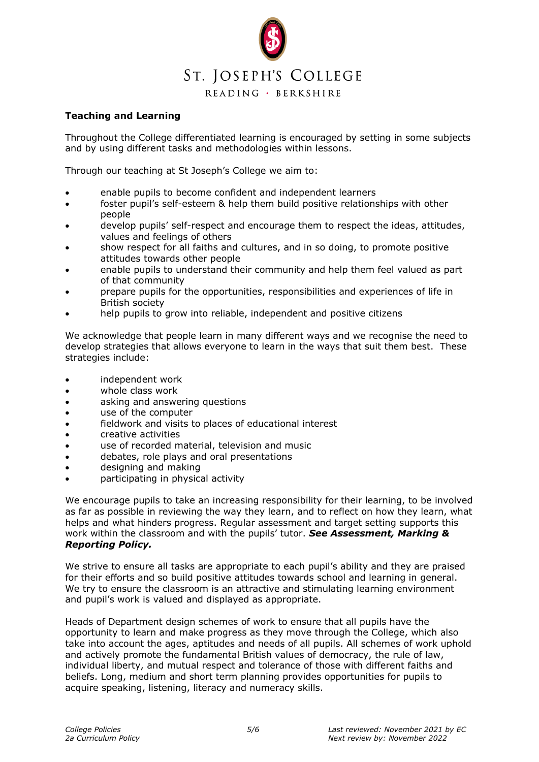**Teaching and Learning**

Throughout the College differentiated learning is encouraged by setting in some subjects and by using different tasks and methodologies within lessons.

Through our teaching at St Joseph's College we aim to:

- enable pupils to become confident and independent learners
- foster pupil's self-esteem & help them build positive relationships with other people
- develop pupils' self-respect and encourage them to respect the ideas, attitudes, values and feelings of others
- show respect for all faiths and cultures, and in so doing, to promote positive attitudes towards other people
- enable pupils to understand their community and help them feel valued as part of that community
- prepare pupils for the opportunities, responsibilities and experiences of life in British society
- help pupils to grow into reliable, independent and positive citizens

We acknowledge that people learn in many different ways and we recognise the need to develop strategies that allows everyone to learn in the ways that suit them best. These strategies include:

- independent work
- whole class work
- asking and answering questions
- use of the computer
- fieldwork and visits to places of educational interest
- creative activities
- use of recorded material, television and music
- debates, role plays and oral presentations
- designing and making
- participating in physical activity

We encourage pupils to take an increasing responsibility for their learning, to be involved as far as possible in reviewing the way they learn, and to reflect on how they learn, what helps and what hinders progress. Regular assessment and target setting supports this work within the classroom and with the pupils' tutor. ***See Assessment, Marking & Reporting Policy.***

We strive to ensure all tasks are appropriate to each pupil's ability and they are praised for their efforts and so build positive attitudes towards school and learning in general. We try to ensure the classroom is an attractive and stimulating learning environment and pupil's work is valued and displayed as appropriate.

Heads of Department design schemes of work to ensure that all pupils have the opportunity to learn and make progress as they move through the College, which also take into account the ages, aptitudes and needs of all pupils. All schemes of work uphold and actively promote the fundamental British values of democracy, the rule of law, individual liberty, and mutual respect and tolerance of those with different faiths and beliefs. Long, medium and short term planning provides opportunities for pupils to acquire speaking, listening, literacy and numeracy skills.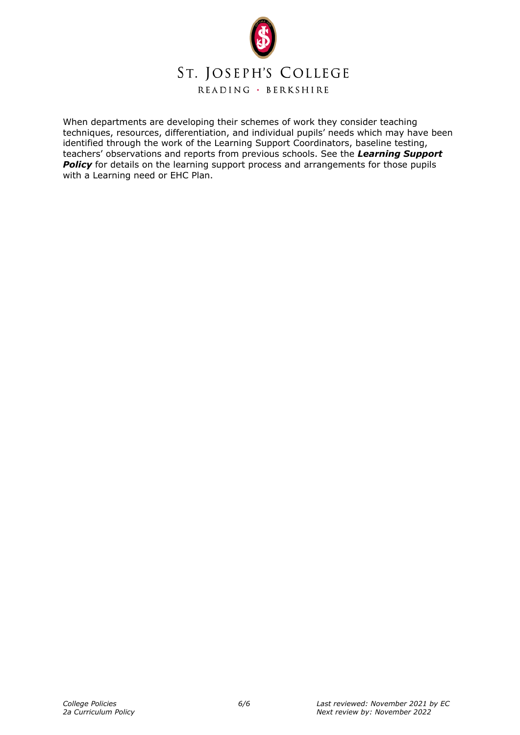When departments are developing their schemes of work they consider teaching techniques, resources, differentiation, and individual pupils' needs which may have been identified through the work of the Learning Support Coordinators, baseline testing, teachers' observations and reports from previous schools. See the ***Learning Support Policy*** for details on the learning support process and arrangements for those pupils with a Learning need or EHC Plan.